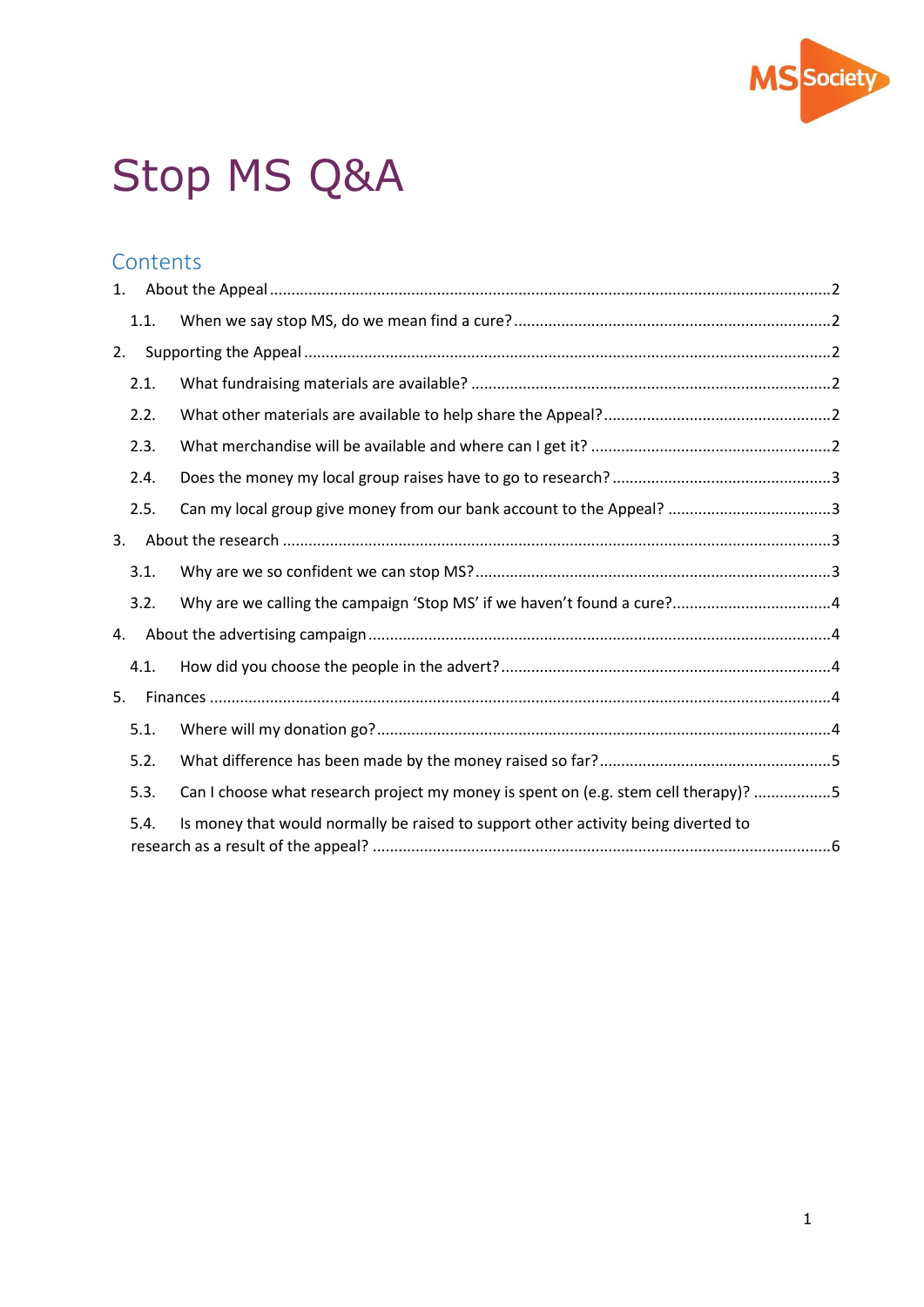# Stop MS Q&A

## Contents

1. About the Appeal ... 2
   - 1.1. When we say stop MS, do we mean find a cure? ... 2
2. Supporting the Appeal ... 2
   - 2.1. What fundraising materials are available? ... 2
   - 2.2. What other materials are available to help share the Appeal? ... 2
   - 2.3. What merchandise will be available and where can I get it? ... 2
   - 2.4. Does the money my local group raises have to go to research? ... 3
   - 2.5. Can my local group give money from our bank account to the Appeal? ... 3
3. About the research ... 3
   - 3.1. Why are we so confident we can stop MS? ... 3
   - 3.2. Why are we calling the campaign 'Stop MS' if we haven't found a cure? ... 4
4. About the advertising campaign ... 4
   - 4.1. How did you choose the people in the advert? ... 4
5. Finances ... 4
   - 5.1. Where will my donation go? ... 4
   - 5.2. What difference has been made by the money raised so far? ... 5
   - 5.3. Can I choose what research project my money is spent on (e.g. stem cell therapy)? ... 5
   - 5.4. Is money that would normally be raised to support other activity being diverted to research as a result of the appeal? ... 6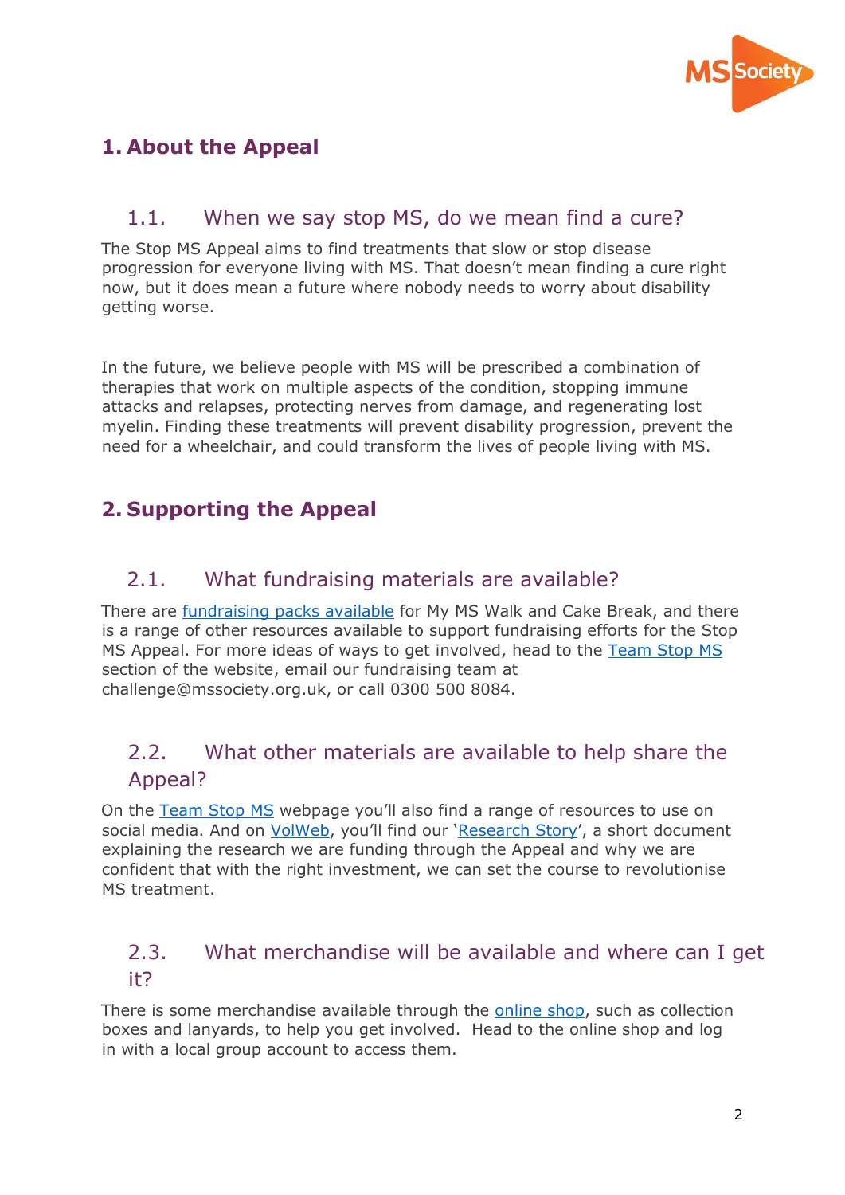# 1. About the Appeal

## 1.1. When we say stop MS, do we mean find a cure?

The Stop MS Appeal aims to find treatments that slow or stop disease progression for everyone living with MS. That doesn't mean finding a cure right now, but it does mean a future where nobody needs to worry about disability getting worse.

In the future, we believe people with MS will be prescribed a combination of therapies that work on multiple aspects of the condition, stopping immune attacks and relapses, protecting nerves from damage, and regenerating lost myelin. Finding these treatments will prevent disability progression, prevent the need for a wheelchair, and could transform the lives of people living with MS.

# 2. Supporting the Appeal

## 2.1. What fundraising materials are available?

There are fundraising packs available for My MS Walk and Cake Break, and there is a range of other resources available to support fundraising efforts for the Stop MS Appeal. For more ideas of ways to get involved, head to the Team Stop MS section of the website, email our fundraising team at challenge@mssociety.org.uk, or call 0300 500 8084.

## 2.2. What other materials are available to help share the Appeal?

On the Team Stop MS webpage you'll also find a range of resources to use on social media. And on VolWeb, you'll find our 'Research Story', a short document explaining the research we are funding through the Appeal and why we are confident that with the right investment, we can set the course to revolutionise MS treatment.

## 2.3. What merchandise will be available and where can I get it?

There is some merchandise available through the online shop, such as collection boxes and lanyards, to help you get involved. Head to the online shop and log in with a local group account to access them.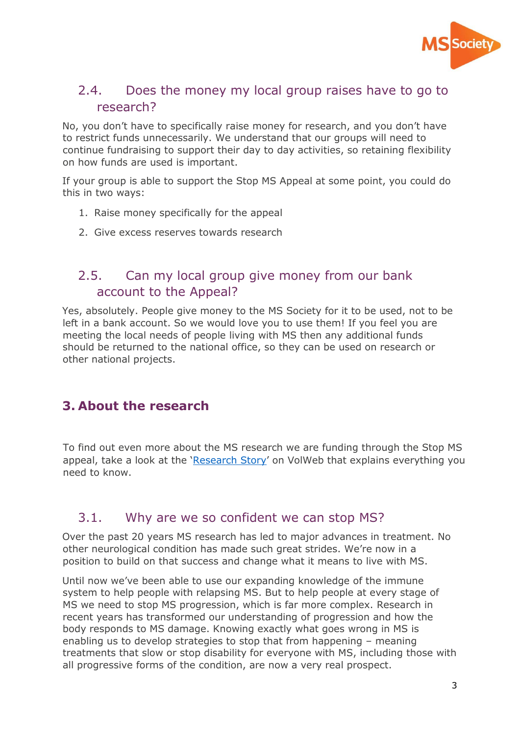### 2.4. Does the money my local group raises have to go to research?

No, you don't have to specifically raise money for research, and you don't have to restrict funds unnecessarily. We understand that our groups will need to continue fundraising to support their day to day activities, so retaining flexibility on how funds are used is important.

If your group is able to support the Stop MS Appeal at some point, you could do this in two ways:

1. Raise money specifically for the appeal
2. Give excess reserves towards research

### 2.5. Can my local group give money from our bank account to the Appeal?

Yes, absolutely. People give money to the MS Society for it to be used, not to be left in a bank account. So we would love you to use them! If you feel you are meeting the local needs of people living with MS then any additional funds should be returned to the national office, so they can be used on research or other national projects.

## 3. About the research

To find out even more about the MS research we are funding through the Stop MS appeal, take a look at the '[Research Story]' on VolWeb that explains everything you need to know.

### 3.1. Why are we so confident we can stop MS?

Over the past 20 years MS research has led to major advances in treatment. No other neurological condition has made such great strides. We're now in a position to build on that success and change what it means to live with MS.

Until now we've been able to use our expanding knowledge of the immune system to help people with relapsing MS. But to help people at every stage of MS we need to stop MS progression, which is far more complex. Research in recent years has transformed our understanding of progression and how the body responds to MS damage. Knowing exactly what goes wrong in MS is enabling us to develop strategies to stop that from happening – meaning treatments that slow or stop disability for everyone with MS, including those with all progressive forms of the condition, are now a very real prospect.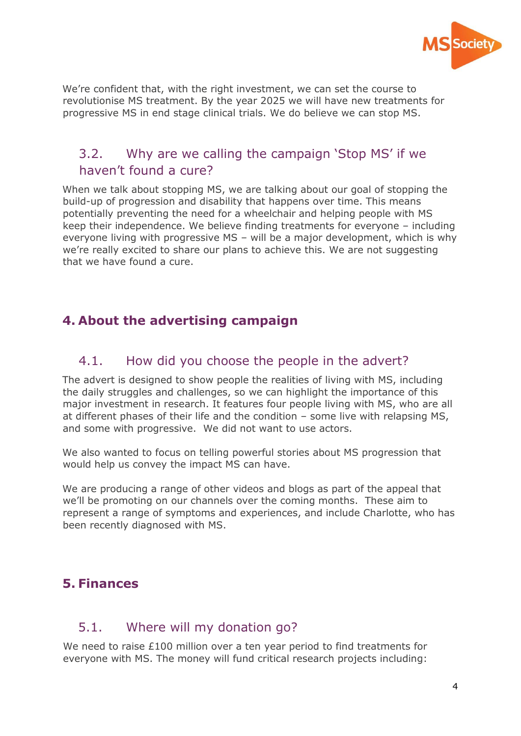We're confident that, with the right investment, we can set the course to revolutionise MS treatment. By the year 2025 we will have new treatments for progressive MS in end stage clinical trials. We do believe we can stop MS.

### 3.2. Why are we calling the campaign 'Stop MS' if we haven't found a cure?

When we talk about stopping MS, we are talking about our goal of stopping the build-up of progression and disability that happens over time. This means potentially preventing the need for a wheelchair and helping people with MS keep their independence. We believe finding treatments for everyone – including everyone living with progressive MS – will be a major development, which is why we're really excited to share our plans to achieve this. We are not suggesting that we have found a cure.

## 4. About the advertising campaign

### 4.1. How did you choose the people in the advert?

The advert is designed to show people the realities of living with MS, including the daily struggles and challenges, so we can highlight the importance of this major investment in research. It features four people living with MS, who are all at different phases of their life and the condition – some live with relapsing MS, and some with progressive. We did not want to use actors.

We also wanted to focus on telling powerful stories about MS progression that would help us convey the impact MS can have.

We are producing a range of other videos and blogs as part of the appeal that we'll be promoting on our channels over the coming months. These aim to represent a range of symptoms and experiences, and include Charlotte, who has been recently diagnosed with MS.

## 5. Finances

### 5.1. Where will my donation go?

We need to raise £100 million over a ten year period to find treatments for everyone with MS. The money will fund critical research projects including: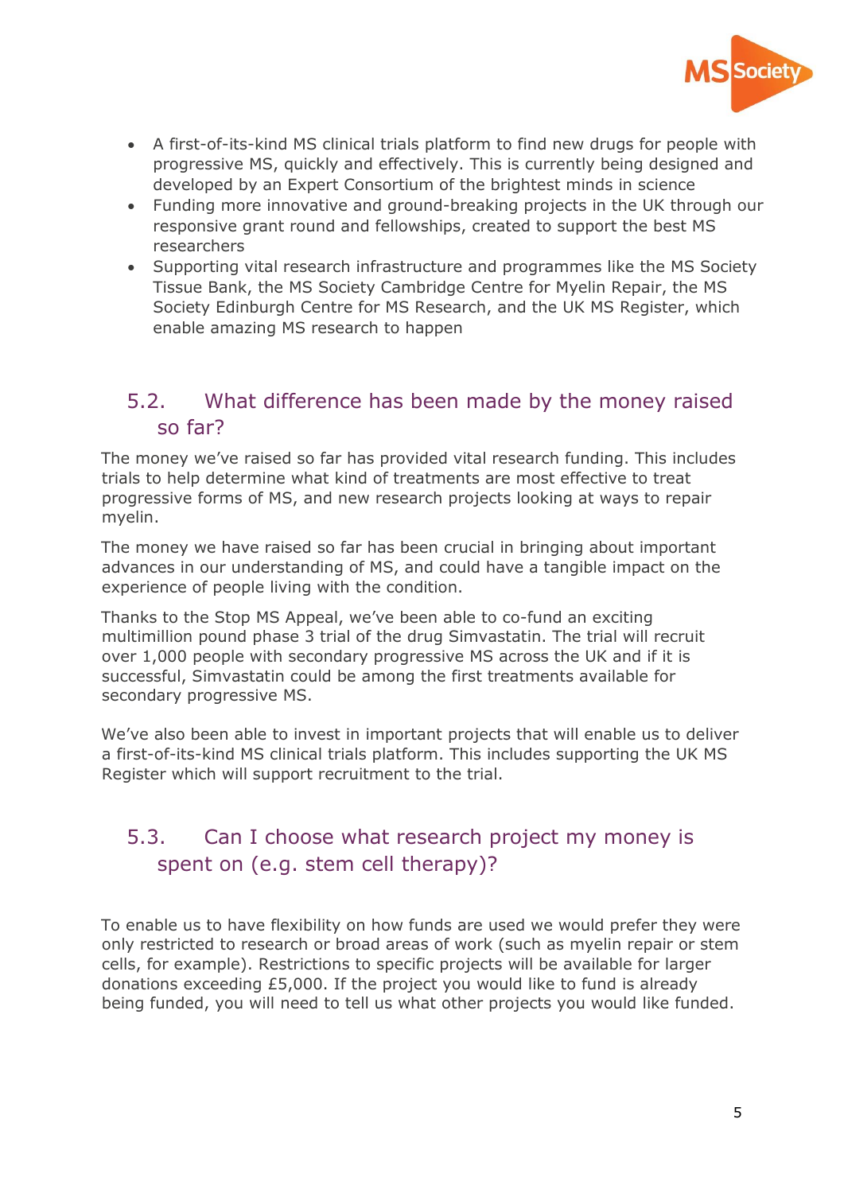- A first-of-its-kind MS clinical trials platform to find new drugs for people with progressive MS, quickly and effectively. This is currently being designed and developed by an Expert Consortium of the brightest minds in science
- Funding more innovative and ground-breaking projects in the UK through our responsive grant round and fellowships, created to support the best MS researchers
- Supporting vital research infrastructure and programmes like the MS Society Tissue Bank, the MS Society Cambridge Centre for Myelin Repair, the MS Society Edinburgh Centre for MS Research, and the UK MS Register, which enable amazing MS research to happen

## 5.2. What difference has been made by the money raised so far?

The money we've raised so far has provided vital research funding. This includes trials to help determine what kind of treatments are most effective to treat progressive forms of MS, and new research projects looking at ways to repair myelin.

The money we have raised so far has been crucial in bringing about important advances in our understanding of MS, and could have a tangible impact on the experience of people living with the condition.

Thanks to the Stop MS Appeal, we've been able to co-fund an exciting multimillion pound phase 3 trial of the drug Simvastatin. The trial will recruit over 1,000 people with secondary progressive MS across the UK and if it is successful, Simvastatin could be among the first treatments available for secondary progressive MS.

We've also been able to invest in important projects that will enable us to deliver a first-of-its-kind MS clinical trials platform. This includes supporting the UK MS Register which will support recruitment to the trial.

## 5.3. Can I choose what research project my money is spent on (e.g. stem cell therapy)?

To enable us to have flexibility on how funds are used we would prefer they were only restricted to research or broad areas of work (such as myelin repair or stem cells, for example). Restrictions to specific projects will be available for larger donations exceeding £5,000. If the project you would like to fund is already being funded, you will need to tell us what other projects you would like funded.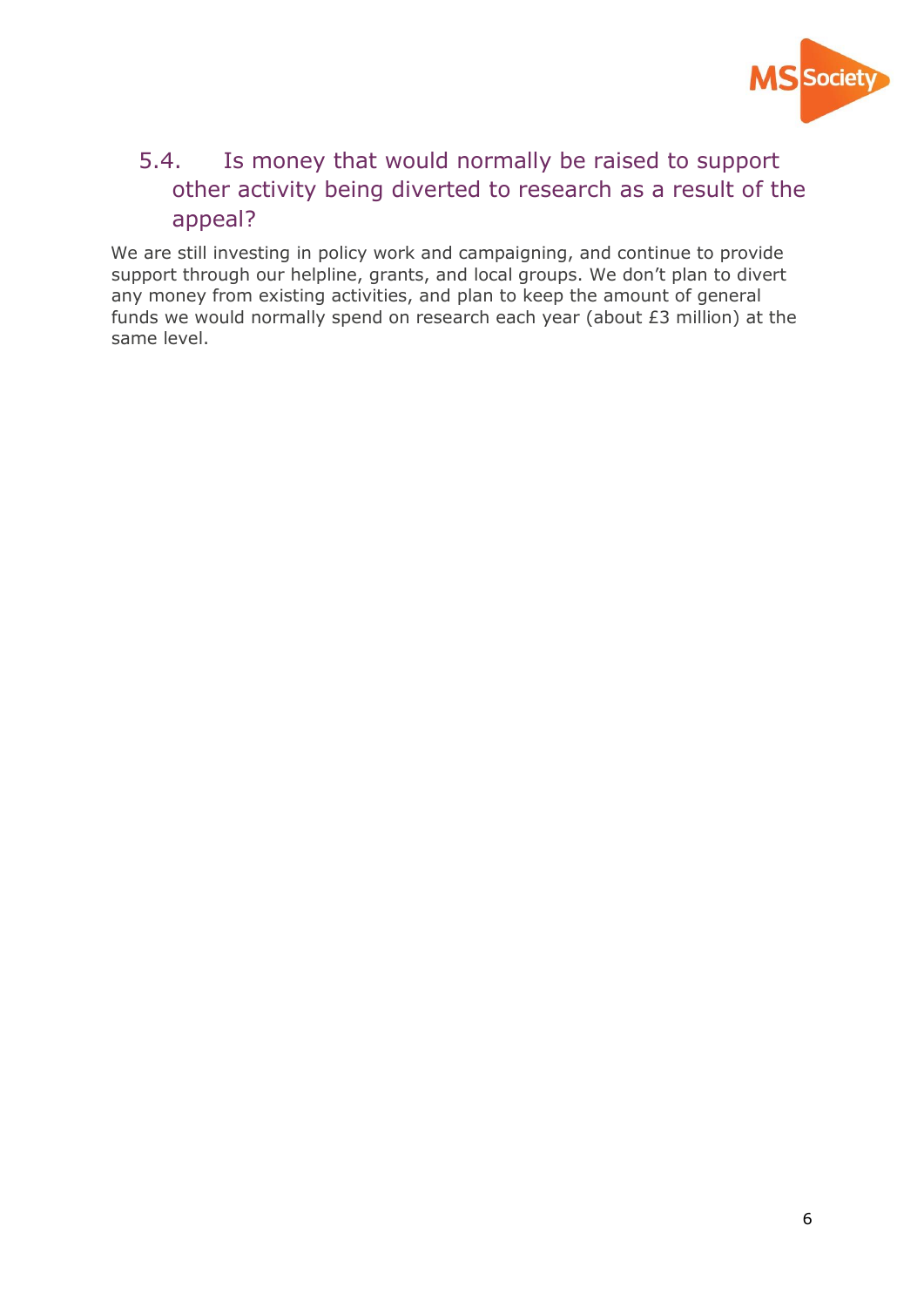### 5.4. Is money that would normally be raised to support other activity being diverted to research as a result of the appeal?

We are still investing in policy work and campaigning, and continue to provide support through our helpline, grants, and local groups. We don't plan to divert any money from existing activities, and plan to keep the amount of general funds we would normally spend on research each year (about £3 million) at the same level.